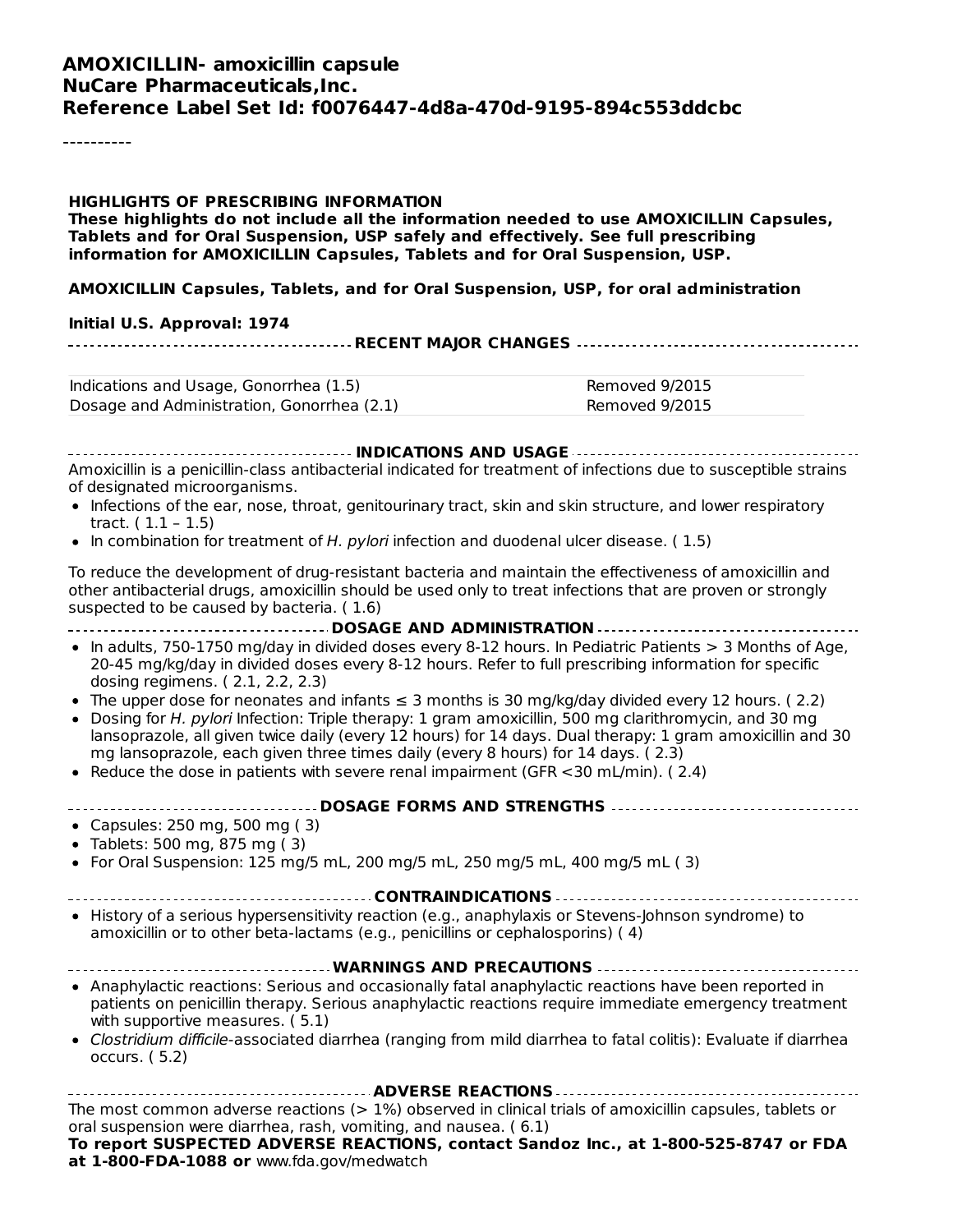**AMOXICILLIN- amoxicillin capsule**
**NuCare Pharmaceuticals,Inc.**
**Reference Label Set Id: f0076447-4d8a-470d-9195-894c553ddcbc**

----------

**HIGHLIGHTS OF PRESCRIBING INFORMATION**
**These highlights do not include all the information needed to use AMOXICILLIN Capsules, Tablets and for Oral Suspension, USP safely and effectively. See full prescribing information for AMOXICILLIN Capsules, Tablets and for Oral Suspension, USP.**

**AMOXICILLIN Capsules, Tablets, and for Oral Suspension, USP, for oral administration**

**Initial U.S. Approval: 1974**

## RECENT MAJOR CHANGES

| | |
|---|---|
| Indications and Usage, Gonorrhea (1.5) | Removed 9/2015 |
| Dosage and Administration, Gonorrhea (2.1) | Removed 9/2015 |

## INDICATIONS AND USAGE

Amoxicillin is a penicillin-class antibacterial indicated for treatment of infections due to susceptible strains of designated microorganisms.

- Infections of the ear, nose, throat, genitourinary tract, skin and skin structure, and lower respiratory tract. ( 1.1 – 1.5)
- In combination for treatment of *H. pylori* infection and duodenal ulcer disease. ( 1.5)

To reduce the development of drug-resistant bacteria and maintain the effectiveness of amoxicillin and other antibacterial drugs, amoxicillin should be used only to treat infections that are proven or strongly suspected to be caused by bacteria. ( 1.6)

## DOSAGE AND ADMINISTRATION

- In adults, 750-1750 mg/day in divided doses every 8-12 hours. In Pediatric Patients > 3 Months of Age, 20-45 mg/kg/day in divided doses every 8-12 hours. Refer to full prescribing information for specific dosing regimens. ( 2.1, 2.2, 2.3)
- The upper dose for neonates and infants ≤ 3 months is 30 mg/kg/day divided every 12 hours. ( 2.2)
- Dosing for *H. pylori* Infection: Triple therapy: 1 gram amoxicillin, 500 mg clarithromycin, and 30 mg lansoprazole, all given twice daily (every 12 hours) for 14 days. Dual therapy: 1 gram amoxicillin and 30 mg lansoprazole, each given three times daily (every 8 hours) for 14 days. ( 2.3)
- Reduce the dose in patients with severe renal impairment (GFR <30 mL/min). ( 2.4)

## DOSAGE FORMS AND STRENGTHS

- Capsules: 250 mg, 500 mg ( 3)
- Tablets: 500 mg, 875 mg ( 3)
- For Oral Suspension: 125 mg/5 mL, 200 mg/5 mL, 250 mg/5 mL, 400 mg/5 mL ( 3)

## CONTRAINDICATIONS

- History of a serious hypersensitivity reaction (e.g., anaphylaxis or Stevens-Johnson syndrome) to amoxicillin or to other beta-lactams (e.g., penicillins or cephalosporins) ( 4)

## WARNINGS AND PRECAUTIONS

- Anaphylactic reactions: Serious and occasionally fatal anaphylactic reactions have been reported in patients on penicillin therapy. Serious anaphylactic reactions require immediate emergency treatment with supportive measures. ( 5.1)
- *Clostridium difficile*-associated diarrhea (ranging from mild diarrhea to fatal colitis): Evaluate if diarrhea occurs. ( 5.2)

## ADVERSE REACTIONS

The most common adverse reactions (> 1%) observed in clinical trials of amoxicillin capsules, tablets or oral suspension were diarrhea, rash, vomiting, and nausea. ( 6.1)

**To report SUSPECTED ADVERSE REACTIONS, contact Sandoz Inc., at 1-800-525-8747 or FDA at 1-800-FDA-1088 or** www.fda.gov/medwatch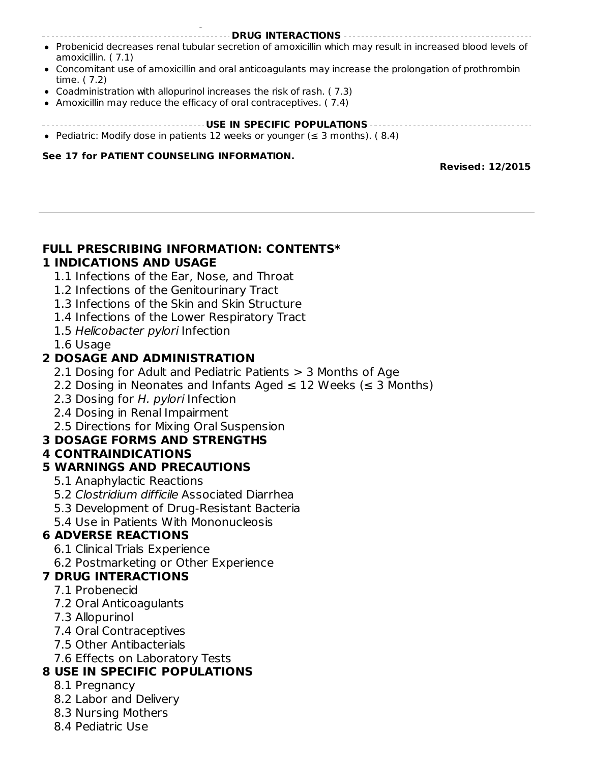## DRUG INTERACTIONS

- Probenicid decreases renal tubular secretion of amoxicillin which may result in increased blood levels of amoxicillin. ( 7.1)
- Concomitant use of amoxicillin and oral anticoagulants may increase the prolongation of prothrombin time. ( 7.2)
- Coadministration with allopurinol increases the risk of rash. ( 7.3)
- Amoxicillin may reduce the efficacy of oral contraceptives. ( 7.4)

## USE IN SPECIFIC POPULATIONS

- Pediatric: Modify dose in patients 12 weeks or younger (≤ 3 months). ( 8.4)

**See 17 for PATIENT COUNSELING INFORMATION.**

**Revised: 12/2015**

---

# FULL PRESCRIBING INFORMATION: CONTENTS*

## 1 INDICATIONS AND USAGE

- 1.1 Infections of the Ear, Nose, and Throat
- 1.2 Infections of the Genitourinary Tract
- 1.3 Infections of the Skin and Skin Structure
- 1.4 Infections of the Lower Respiratory Tract
- 1.5 *Helicobacter pylori* Infection
- 1.6 Usage

## 2 DOSAGE AND ADMINISTRATION

- 2.1 Dosing for Adult and Pediatric Patients > 3 Months of Age
- 2.2 Dosing in Neonates and Infants Aged ≤ 12 Weeks (≤ 3 Months)
- 2.3 Dosing for *H. pylori* Infection
- 2.4 Dosing in Renal Impairment
- 2.5 Directions for Mixing Oral Suspension

## 3 DOSAGE FORMS AND STRENGTHS

## 4 CONTRAINDICATIONS

## 5 WARNINGS AND PRECAUTIONS

- 5.1 Anaphylactic Reactions
- 5.2 *Clostridium difficile* Associated Diarrhea
- 5.3 Development of Drug-Resistant Bacteria
- 5.4 Use in Patients With Mononucleosis

## 6 ADVERSE REACTIONS

- 6.1 Clinical Trials Experience
- 6.2 Postmarketing or Other Experience

## 7 DRUG INTERACTIONS

- 7.1 Probenecid
- 7.2 Oral Anticoagulants
- 7.3 Allopurinol
- 7.4 Oral Contraceptives
- 7.5 Other Antibacterials
- 7.6 Effects on Laboratory Tests

## 8 USE IN SPECIFIC POPULATIONS

- 8.1 Pregnancy
- 8.2 Labor and Delivery
- 8.3 Nursing Mothers
- 8.4 Pediatric Use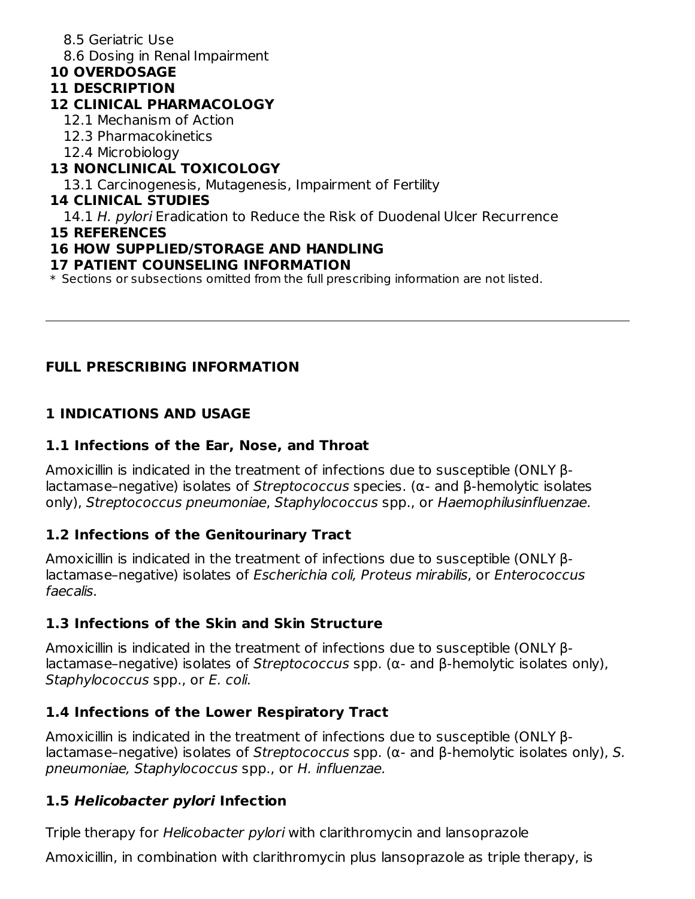8.5 Geriatric Use
8.6 Dosing in Renal Impairment

**10 OVERDOSAGE**

**11 DESCRIPTION**

**12 CLINICAL PHARMACOLOGY**

12.1 Mechanism of Action
12.3 Pharmacokinetics
12.4 Microbiology

**13 NONCLINICAL TOXICOLOGY**

13.1 Carcinogenesis, Mutagenesis, Impairment of Fertility

**14 CLINICAL STUDIES**

14.1 *H. pylori* Eradication to Reduce the Risk of Duodenal Ulcer Recurrence

**15 REFERENCES**

**16 HOW SUPPLIED/STORAGE AND HANDLING**

**17 PATIENT COUNSELING INFORMATION**

* Sections or subsections omitted from the full prescribing information are not listed.

---

## FULL PRESCRIBING INFORMATION

## 1 INDICATIONS AND USAGE

### 1.1 Infections of the Ear, Nose, and Throat

Amoxicillin is indicated in the treatment of infections due to susceptible (ONLY β-lactamase–negative) isolates of *Streptococcus* species. (α- and β-hemolytic isolates only), *Streptococcus pneumoniae*, *Staphylococcus* spp., or *Haemophilusinfluenzae*.

### 1.2 Infections of the Genitourinary Tract

Amoxicillin is indicated in the treatment of infections due to susceptible (ONLY β-lactamase–negative) isolates of *Escherichia coli, Proteus mirabilis*, or *Enterococcus faecalis*.

### 1.3 Infections of the Skin and Skin Structure

Amoxicillin is indicated in the treatment of infections due to susceptible (ONLY β-lactamase–negative) isolates of *Streptococcus* spp. (α- and β-hemolytic isolates only), *Staphylococcus* spp., or *E. coli*.

### 1.4 Infections of the Lower Respiratory Tract

Amoxicillin is indicated in the treatment of infections due to susceptible (ONLY β-lactamase–negative) isolates of *Streptococcus* spp. (α- and β-hemolytic isolates only), *S. pneumoniae, Staphylococcus* spp., or *H. influenzae*.

### 1.5 *Helicobacter pylori* Infection

Triple therapy for *Helicobacter pylori* with clarithromycin and lansoprazole

Amoxicillin, in combination with clarithromycin plus lansoprazole as triple therapy, is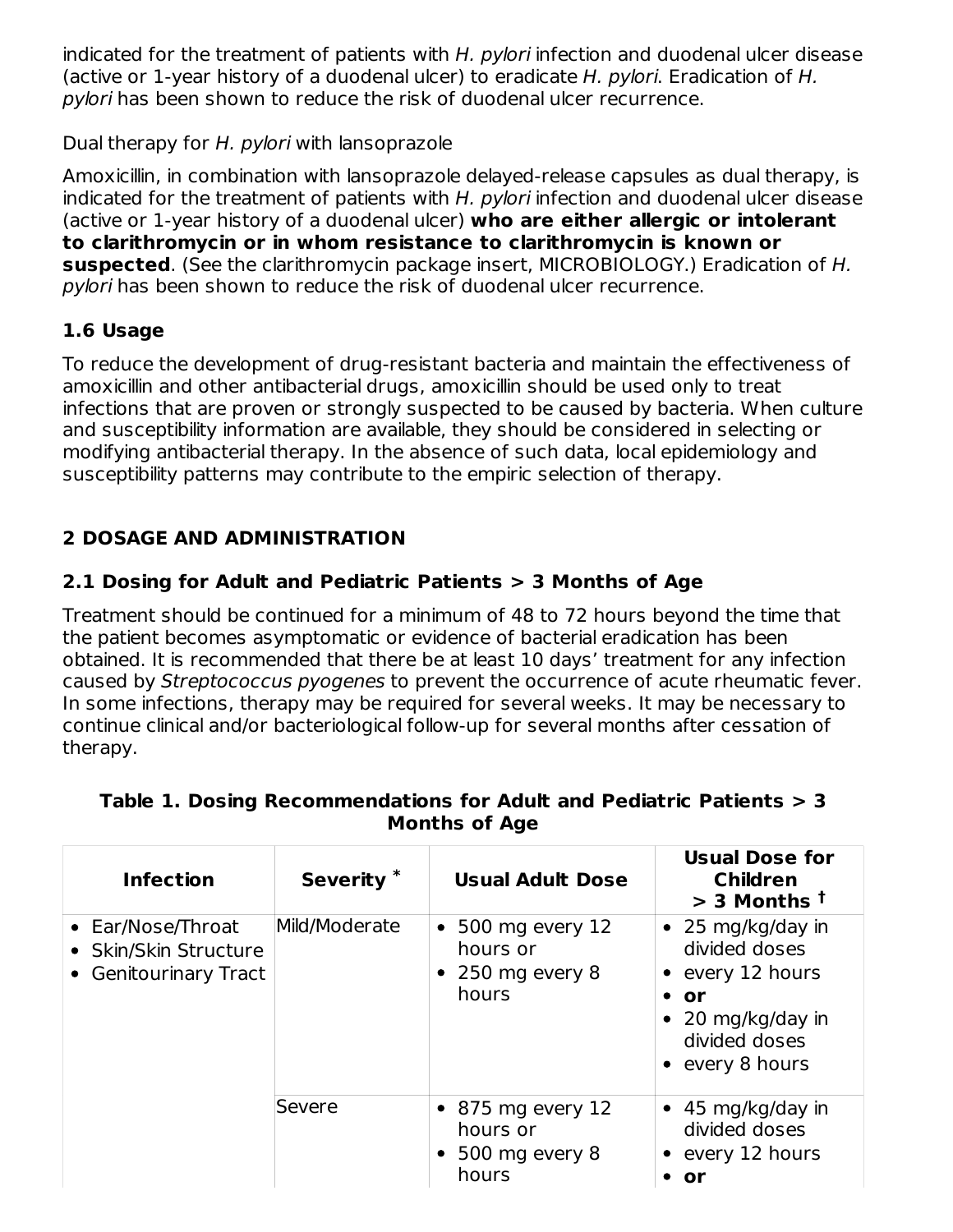indicated for the treatment of patients with *H. pylori* infection and duodenal ulcer disease (active or 1-year history of a duodenal ulcer) to eradicate *H. pylori*. Eradication of *H. pylori* has been shown to reduce the risk of duodenal ulcer recurrence.

Dual therapy for *H. pylori* with lansoprazole

Amoxicillin, in combination with lansoprazole delayed-release capsules as dual therapy, is indicated for the treatment of patients with *H. pylori* infection and duodenal ulcer disease (active or 1-year history of a duodenal ulcer) **who are either allergic or intolerant to clarithromycin or in whom resistance to clarithromycin is known or suspected**. (See the clarithromycin package insert, MICROBIOLOGY.) Eradication of *H. pylori* has been shown to reduce the risk of duodenal ulcer recurrence.

### 1.6 Usage

To reduce the development of drug-resistant bacteria and maintain the effectiveness of amoxicillin and other antibacterial drugs, amoxicillin should be used only to treat infections that are proven or strongly suspected to be caused by bacteria. When culture and susceptibility information are available, they should be considered in selecting or modifying antibacterial therapy. In the absence of such data, local epidemiology and susceptibility patterns may contribute to the empiric selection of therapy.

## 2 DOSAGE AND ADMINISTRATION

### 2.1 Dosing for Adult and Pediatric Patients > 3 Months of Age

Treatment should be continued for a minimum of 48 to 72 hours beyond the time that the patient becomes asymptomatic or evidence of bacterial eradication has been obtained. It is recommended that there be at least 10 days' treatment for any infection caused by *Streptococcus pyogenes* to prevent the occurrence of acute rheumatic fever. In some infections, therapy may be required for several weeks. It may be necessary to continue clinical and/or bacteriological follow-up for several months after cessation of therapy.

**Table 1. Dosing Recommendations for Adult and Pediatric Patients > 3 Months of Age**

| Infection | Severity * | Usual Adult Dose | Usual Dose for Children > 3 Months † |
|---|---|---|---|
| • Ear/Nose/Throat<br>• Skin/Skin Structure<br>• Genitourinary Tract | Mild/Moderate | • 500 mg every 12 hours or<br>• 250 mg every 8 hours | • 25 mg/kg/day in divided doses<br>• every 12 hours<br>• **or**<br>• 20 mg/kg/day in divided doses<br>• every 8 hours |
| | Severe | • 875 mg every 12 hours or<br>• 500 mg every 8 hours | • 45 mg/kg/day in divided doses<br>• every 12 hours<br>• **or** |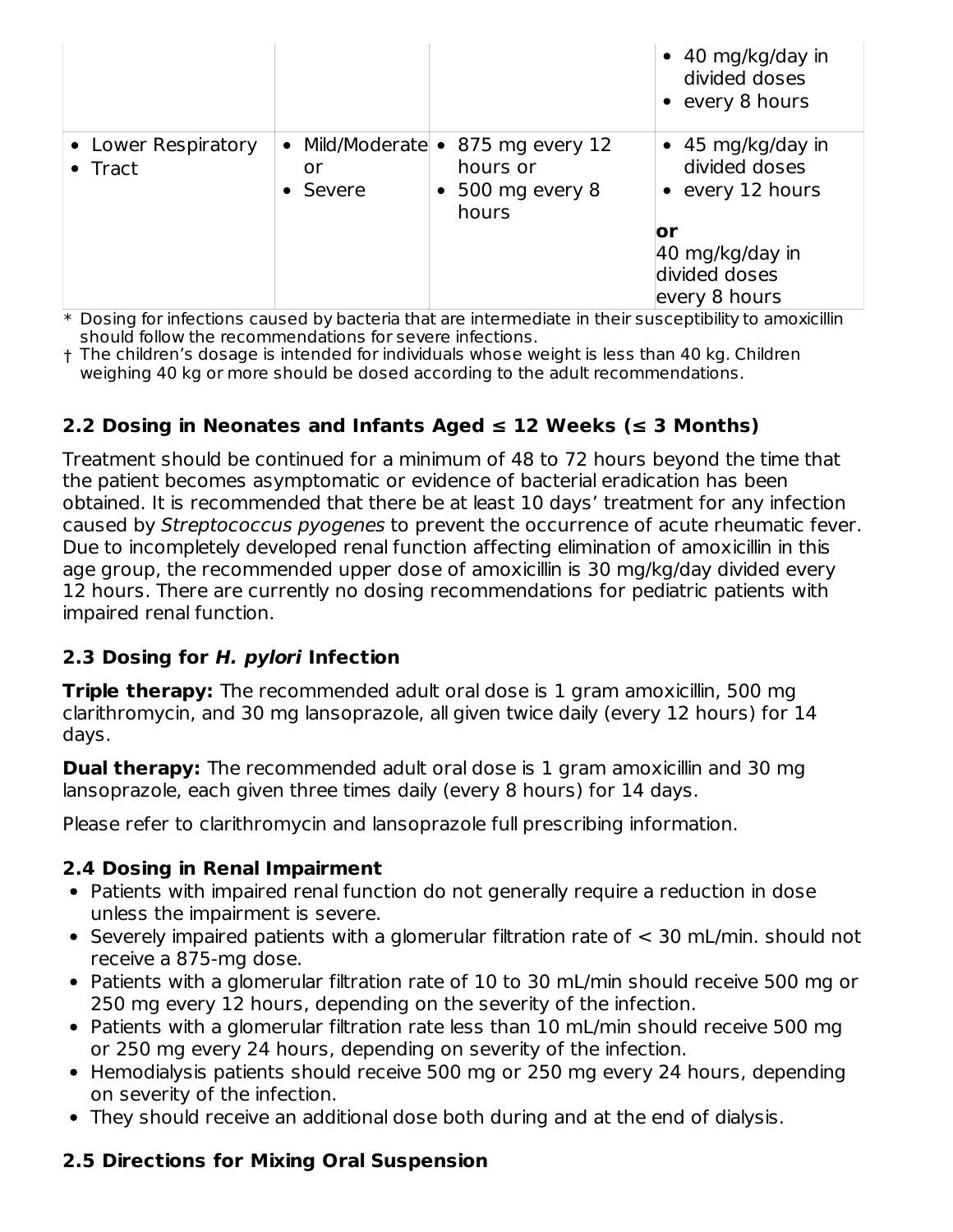| | | | |
|---|---|---|---|
| | | | • 40 mg/kg/day in divided doses<br>• every 8 hours |
| • Lower Respiratory<br>• Tract | • Mild/Moderate or<br>• Severe | • 875 mg every 12 hours or<br>• 500 mg every 8 hours | • 45 mg/kg/day in divided doses<br>• every 12 hours<br>**or**<br>40 mg/kg/day in divided doses<br>every 8 hours |

* Dosing for infections caused by bacteria that are intermediate in their susceptibility to amoxicillin should follow the recommendations for severe infections.

† The children's dosage is intended for individuals whose weight is less than 40 kg. Children weighing 40 kg or more should be dosed according to the adult recommendations.

### 2.2 Dosing in Neonates and Infants Aged ≤ 12 Weeks (≤ 3 Months)

Treatment should be continued for a minimum of 48 to 72 hours beyond the time that the patient becomes asymptomatic or evidence of bacterial eradication has been obtained. It is recommended that there be at least 10 days' treatment for any infection caused by *Streptococcus pyogenes* to prevent the occurrence of acute rheumatic fever. Due to incompletely developed renal function affecting elimination of amoxicillin in this age group, the recommended upper dose of amoxicillin is 30 mg/kg/day divided every 12 hours. There are currently no dosing recommendations for pediatric patients with impaired renal function.

### 2.3 Dosing for *H. pylori* Infection

**Triple therapy:** The recommended adult oral dose is 1 gram amoxicillin, 500 mg clarithromycin, and 30 mg lansoprazole, all given twice daily (every 12 hours) for 14 days.

**Dual therapy:** The recommended adult oral dose is 1 gram amoxicillin and 30 mg lansoprazole, each given three times daily (every 8 hours) for 14 days.

Please refer to clarithromycin and lansoprazole full prescribing information.

### 2.4 Dosing in Renal Impairment

- Patients with impaired renal function do not generally require a reduction in dose unless the impairment is severe.
- Severely impaired patients with a glomerular filtration rate of < 30 mL/min. should not receive a 875-mg dose.
- Patients with a glomerular filtration rate of 10 to 30 mL/min should receive 500 mg or 250 mg every 12 hours, depending on the severity of the infection.
- Patients with a glomerular filtration rate less than 10 mL/min should receive 500 mg or 250 mg every 24 hours, depending on severity of the infection.
- Hemodialysis patients should receive 500 mg or 250 mg every 24 hours, depending on severity of the infection.
- They should receive an additional dose both during and at the end of dialysis.

### 2.5 Directions for Mixing Oral Suspension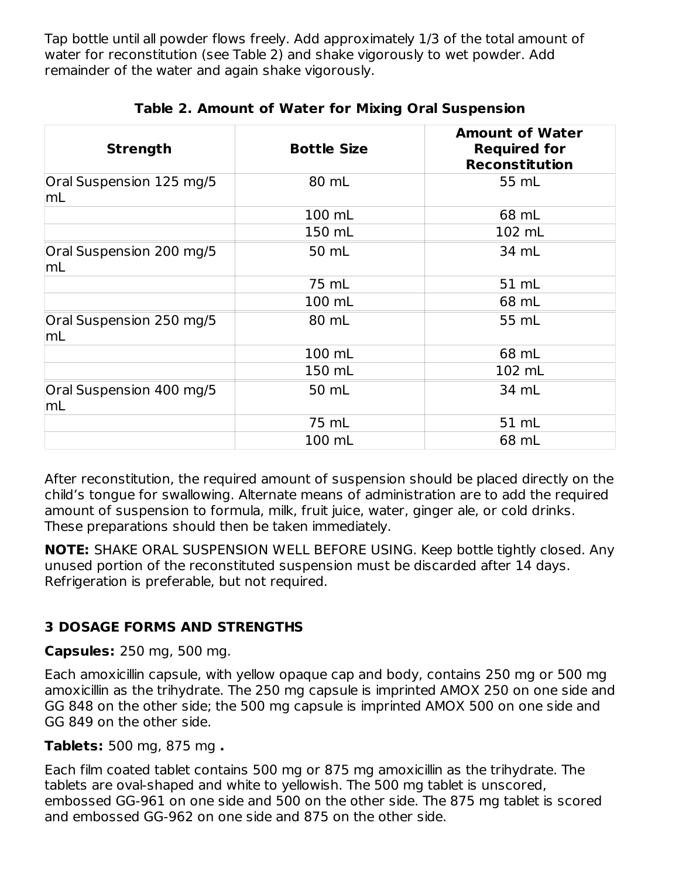Tap bottle until all powder flows freely. Add approximately 1/3 of the total amount of water for reconstitution (see Table 2) and shake vigorously to wet powder. Add remainder of the water and again shake vigorously.

**Table 2. Amount of Water for Mixing Oral Suspension**

| Strength | Bottle Size | Amount of Water Required for Reconstitution |
|---|---|---|
| Oral Suspension 125 mg/5 mL | 80 mL | 55 mL |
| | 100 mL | 68 mL |
| | 150 mL | 102 mL |
| Oral Suspension 200 mg/5 mL | 50 mL | 34 mL |
| | 75 mL | 51 mL |
| | 100 mL | 68 mL |
| Oral Suspension 250 mg/5 mL | 80 mL | 55 mL |
| | 100 mL | 68 mL |
| | 150 mL | 102 mL |
| Oral Suspension 400 mg/5 mL | 50 mL | 34 mL |
| | 75 mL | 51 mL |
| | 100 mL | 68 mL |

After reconstitution, the required amount of suspension should be placed directly on the child's tongue for swallowing. Alternate means of administration are to add the required amount of suspension to formula, milk, fruit juice, water, ginger ale, or cold drinks. These preparations should then be taken immediately.

**NOTE:** SHAKE ORAL SUSPENSION WELL BEFORE USING. Keep bottle tightly closed. Any unused portion of the reconstituted suspension must be discarded after 14 days. Refrigeration is preferable, but not required.

## 3 DOSAGE FORMS AND STRENGTHS

**Capsules:** 250 mg, 500 mg.

Each amoxicillin capsule, with yellow opaque cap and body, contains 250 mg or 500 mg amoxicillin as the trihydrate. The 250 mg capsule is imprinted AMOX 250 on one side and GG 848 on the other side; the 500 mg capsule is imprinted AMOX 500 on one side and GG 849 on the other side.

**Tablets:** 500 mg, 875 mg **.**

Each film coated tablet contains 500 mg or 875 mg amoxicillin as the trihydrate. The tablets are oval-shaped and white to yellowish. The 500 mg tablet is unscored, embossed GG-961 on one side and 500 on the other side. The 875 mg tablet is scored and embossed GG-962 on one side and 875 on the other side.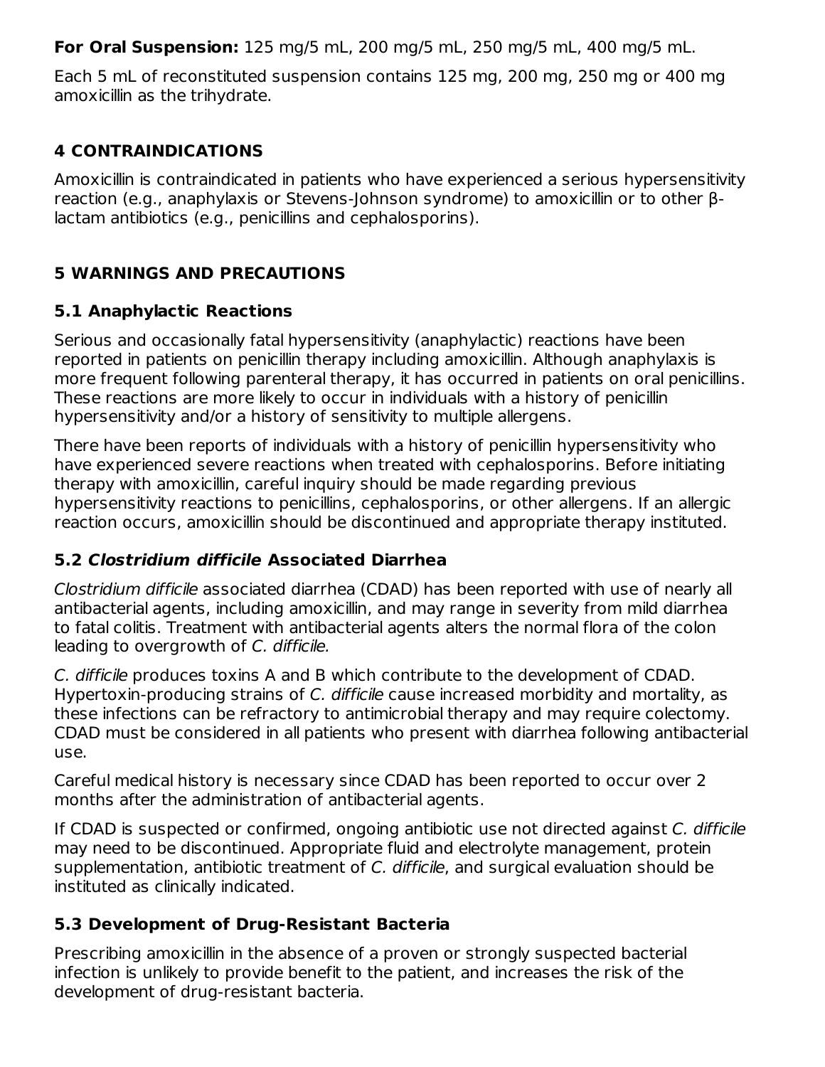**For Oral Suspension:** 125 mg/5 mL, 200 mg/5 mL, 250 mg/5 mL, 400 mg/5 mL.

Each 5 mL of reconstituted suspension contains 125 mg, 200 mg, 250 mg or 400 mg amoxicillin as the trihydrate.

## 4 CONTRAINDICATIONS

Amoxicillin is contraindicated in patients who have experienced a serious hypersensitivity reaction (e.g., anaphylaxis or Stevens-Johnson syndrome) to amoxicillin or to other β-lactam antibiotics (e.g., penicillins and cephalosporins).

## 5 WARNINGS AND PRECAUTIONS

### 5.1 Anaphylactic Reactions

Serious and occasionally fatal hypersensitivity (anaphylactic) reactions have been reported in patients on penicillin therapy including amoxicillin. Although anaphylaxis is more frequent following parenteral therapy, it has occurred in patients on oral penicillins. These reactions are more likely to occur in individuals with a history of penicillin hypersensitivity and/or a history of sensitivity to multiple allergens.

There have been reports of individuals with a history of penicillin hypersensitivity who have experienced severe reactions when treated with cephalosporins. Before initiating therapy with amoxicillin, careful inquiry should be made regarding previous hypersensitivity reactions to penicillins, cephalosporins, or other allergens. If an allergic reaction occurs, amoxicillin should be discontinued and appropriate therapy instituted.

### 5.2 *Clostridium difficile* Associated Diarrhea

*Clostridium difficile* associated diarrhea (CDAD) has been reported with use of nearly all antibacterial agents, including amoxicillin, and may range in severity from mild diarrhea to fatal colitis. Treatment with antibacterial agents alters the normal flora of the colon leading to overgrowth of *C. difficile.*

*C. difficile* produces toxins A and B which contribute to the development of CDAD. Hypertoxin-producing strains of *C. difficile* cause increased morbidity and mortality, as these infections can be refractory to antimicrobial therapy and may require colectomy. CDAD must be considered in all patients who present with diarrhea following antibacterial use.

Careful medical history is necessary since CDAD has been reported to occur over 2 months after the administration of antibacterial agents.

If CDAD is suspected or confirmed, ongoing antibiotic use not directed against *C. difficile* may need to be discontinued. Appropriate fluid and electrolyte management, protein supplementation, antibiotic treatment of *C. difficile*, and surgical evaluation should be instituted as clinically indicated.

### 5.3 Development of Drug-Resistant Bacteria

Prescribing amoxicillin in the absence of a proven or strongly suspected bacterial infection is unlikely to provide benefit to the patient, and increases the risk of the development of drug-resistant bacteria.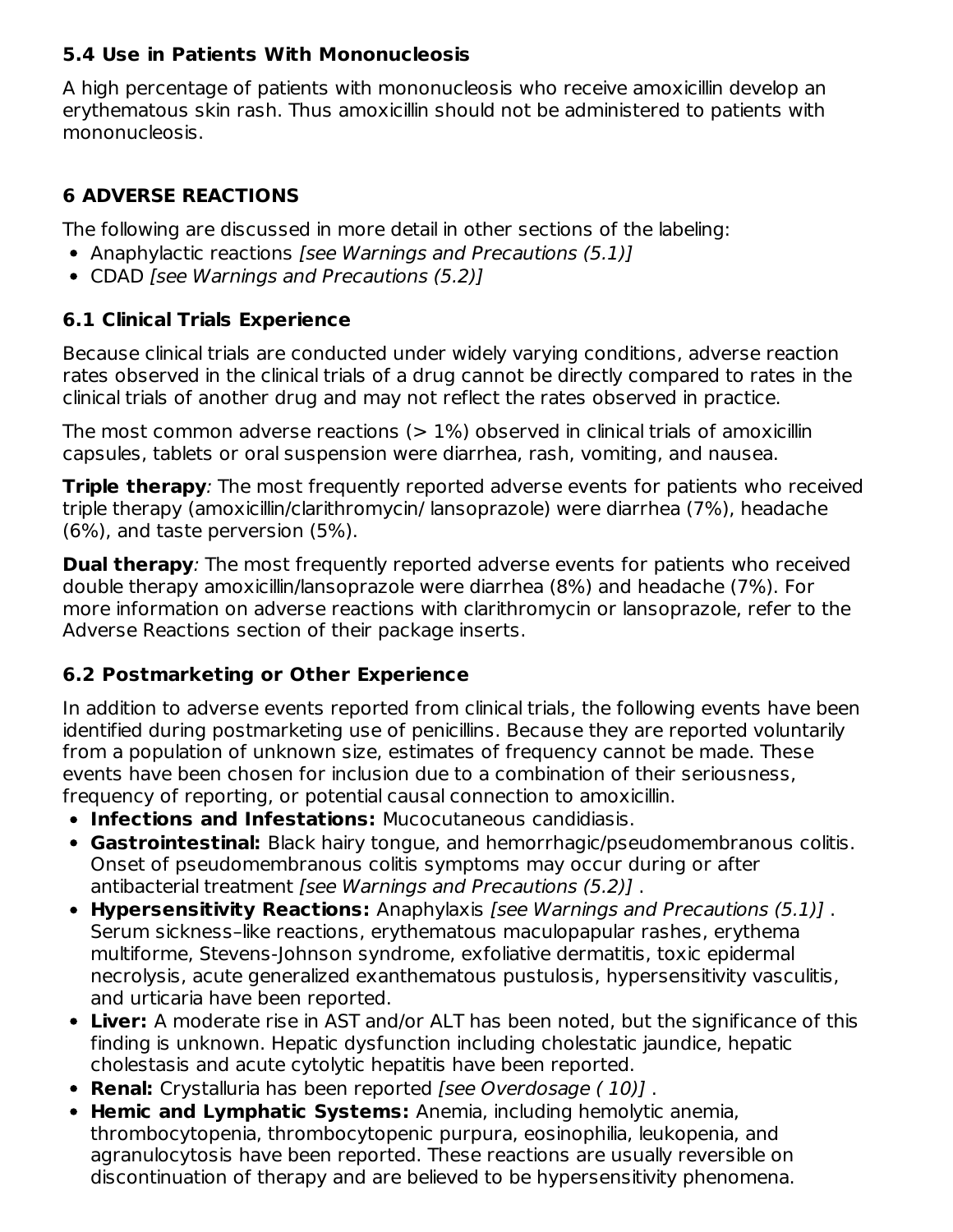### 5.4 Use in Patients With Mononucleosis

A high percentage of patients with mononucleosis who receive amoxicillin develop an erythematous skin rash. Thus amoxicillin should not be administered to patients with mononucleosis.

## 6 ADVERSE REACTIONS

The following are discussed in more detail in other sections of the labeling:

- Anaphylactic reactions *[see Warnings and Precautions (5.1)]*
- CDAD *[see Warnings and Precautions (5.2)]*

### 6.1 Clinical Trials Experience

Because clinical trials are conducted under widely varying conditions, adverse reaction rates observed in the clinical trials of a drug cannot be directly compared to rates in the clinical trials of another drug and may not reflect the rates observed in practice.

The most common adverse reactions (> 1%) observed in clinical trials of amoxicillin capsules, tablets or oral suspension were diarrhea, rash, vomiting, and nausea.

**Triple therapy***:* The most frequently reported adverse events for patients who received triple therapy (amoxicillin/clarithromycin/ lansoprazole) were diarrhea (7%), headache (6%), and taste perversion (5%).

**Dual therapy***:* The most frequently reported adverse events for patients who received double therapy amoxicillin/lansoprazole were diarrhea (8%) and headache (7%). For more information on adverse reactions with clarithromycin or lansoprazole, refer to the Adverse Reactions section of their package inserts.

### 6.2 Postmarketing or Other Experience

In addition to adverse events reported from clinical trials, the following events have been identified during postmarketing use of penicillins. Because they are reported voluntarily from a population of unknown size, estimates of frequency cannot be made. These events have been chosen for inclusion due to a combination of their seriousness, frequency of reporting, or potential causal connection to amoxicillin.

- **Infections and Infestations:** Mucocutaneous candidiasis.
- **Gastrointestinal:** Black hairy tongue, and hemorrhagic/pseudomembranous colitis. Onset of pseudomembranous colitis symptoms may occur during or after antibacterial treatment *[see Warnings and Precautions (5.2)]* .
- **Hypersensitivity Reactions:** Anaphylaxis *[see Warnings and Precautions (5.1)]* . Serum sickness–like reactions, erythematous maculopapular rashes, erythema multiforme, Stevens-Johnson syndrome, exfoliative dermatitis, toxic epidermal necrolysis, acute generalized exanthematous pustulosis, hypersensitivity vasculitis, and urticaria have been reported.
- **Liver:** A moderate rise in AST and/or ALT has been noted, but the significance of this finding is unknown. Hepatic dysfunction including cholestatic jaundice, hepatic cholestasis and acute cytolytic hepatitis have been reported.
- **Renal:** Crystalluria has been reported *[see Overdosage ( 10)]* .
- **Hemic and Lymphatic Systems:** Anemia, including hemolytic anemia, thrombocytopenia, thrombocytopenic purpura, eosinophilia, leukopenia, and agranulocytosis have been reported. These reactions are usually reversible on discontinuation of therapy and are believed to be hypersensitivity phenomena.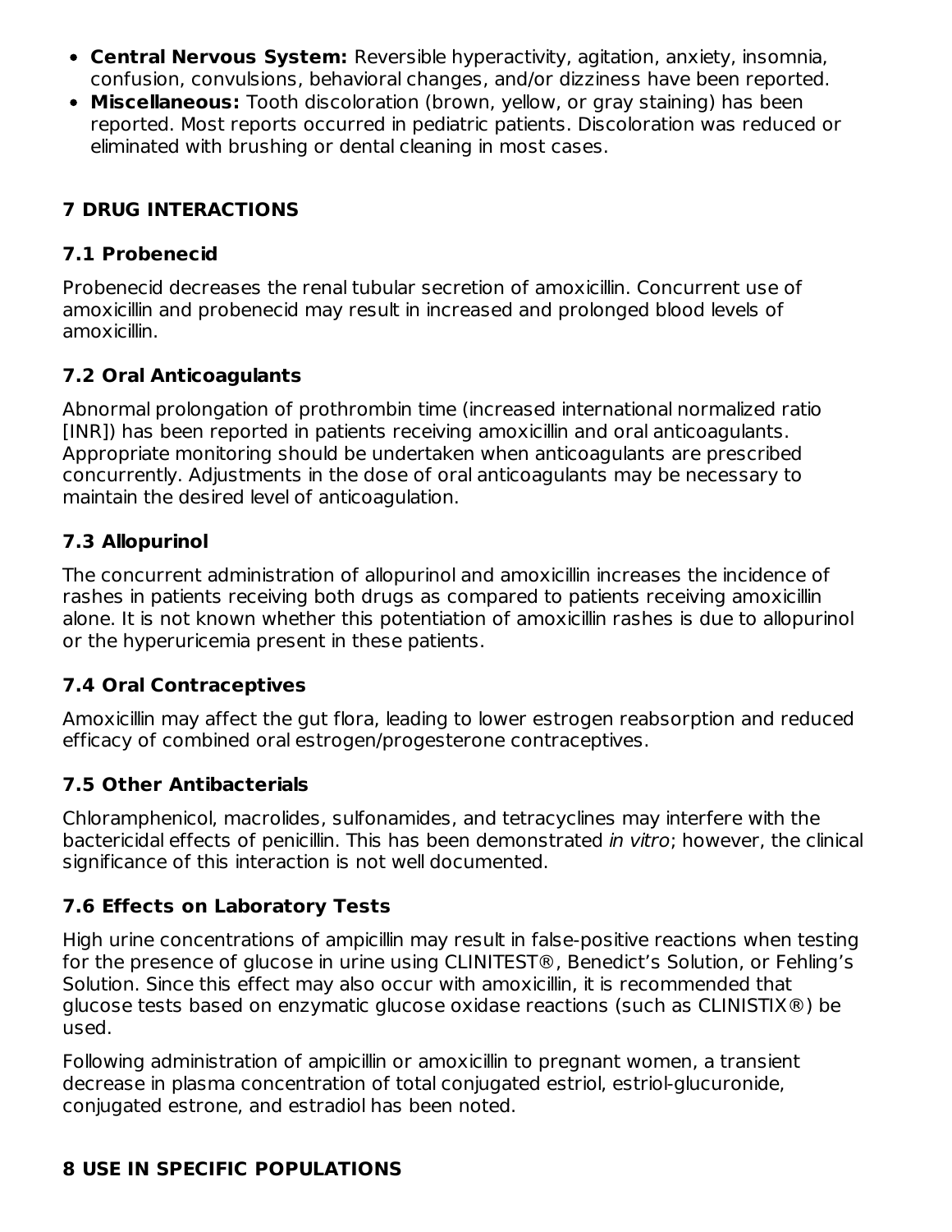- **Central Nervous System:** Reversible hyperactivity, agitation, anxiety, insomnia, confusion, convulsions, behavioral changes, and/or dizziness have been reported.
- **Miscellaneous:** Tooth discoloration (brown, yellow, or gray staining) has been reported. Most reports occurred in pediatric patients. Discoloration was reduced or eliminated with brushing or dental cleaning in most cases.

## 7 DRUG INTERACTIONS

### 7.1 Probenecid

Probenecid decreases the renal tubular secretion of amoxicillin. Concurrent use of amoxicillin and probenecid may result in increased and prolonged blood levels of amoxicillin.

### 7.2 Oral Anticoagulants

Abnormal prolongation of prothrombin time (increased international normalized ratio [INR]) has been reported in patients receiving amoxicillin and oral anticoagulants. Appropriate monitoring should be undertaken when anticoagulants are prescribed concurrently. Adjustments in the dose of oral anticoagulants may be necessary to maintain the desired level of anticoagulation.

### 7.3 Allopurinol

The concurrent administration of allopurinol and amoxicillin increases the incidence of rashes in patients receiving both drugs as compared to patients receiving amoxicillin alone. It is not known whether this potentiation of amoxicillin rashes is due to allopurinol or the hyperuricemia present in these patients.

### 7.4 Oral Contraceptives

Amoxicillin may affect the gut flora, leading to lower estrogen reabsorption and reduced efficacy of combined oral estrogen/progesterone contraceptives.

### 7.5 Other Antibacterials

Chloramphenicol, macrolides, sulfonamides, and tetracyclines may interfere with the bactericidal effects of penicillin. This has been demonstrated *in vitro*; however, the clinical significance of this interaction is not well documented.

### 7.6 Effects on Laboratory Tests

High urine concentrations of ampicillin may result in false-positive reactions when testing for the presence of glucose in urine using CLINITEST®, Benedict's Solution, or Fehling's Solution. Since this effect may also occur with amoxicillin, it is recommended that glucose tests based on enzymatic glucose oxidase reactions (such as CLINISTIX®) be used.

Following administration of ampicillin or amoxicillin to pregnant women, a transient decrease in plasma concentration of total conjugated estriol, estriol-glucuronide, conjugated estrone, and estradiol has been noted.

## 8 USE IN SPECIFIC POPULATIONS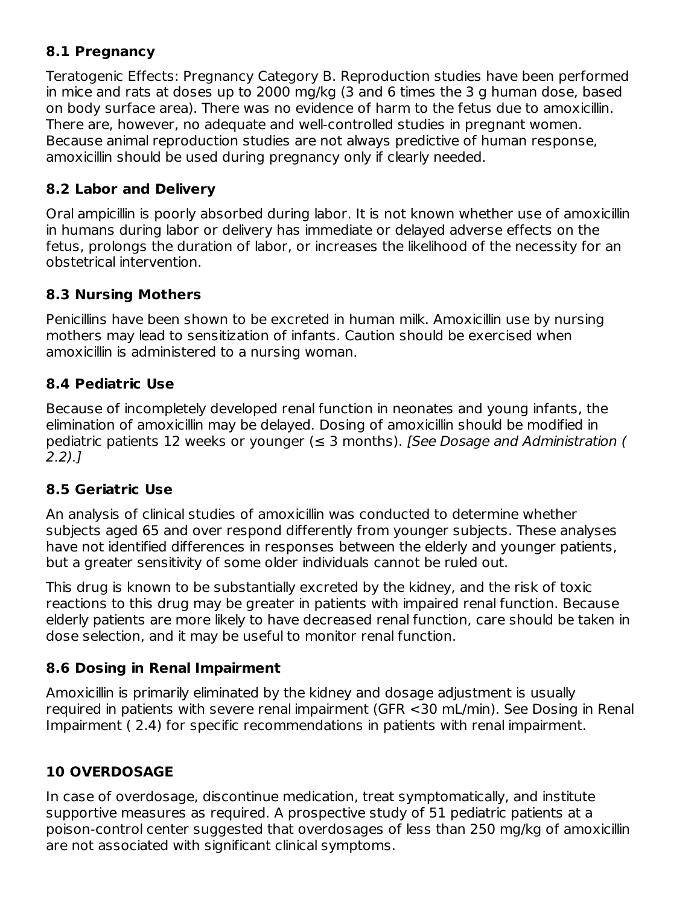### 8.1 Pregnancy

Teratogenic Effects: Pregnancy Category B. Reproduction studies have been performed in mice and rats at doses up to 2000 mg/kg (3 and 6 times the 3 g human dose, based on body surface area). There was no evidence of harm to the fetus due to amoxicillin. There are, however, no adequate and well-controlled studies in pregnant women. Because animal reproduction studies are not always predictive of human response, amoxicillin should be used during pregnancy only if clearly needed.

### 8.2 Labor and Delivery

Oral ampicillin is poorly absorbed during labor. It is not known whether use of amoxicillin in humans during labor or delivery has immediate or delayed adverse effects on the fetus, prolongs the duration of labor, or increases the likelihood of the necessity for an obstetrical intervention.

### 8.3 Nursing Mothers

Penicillins have been shown to be excreted in human milk. Amoxicillin use by nursing mothers may lead to sensitization of infants. Caution should be exercised when amoxicillin is administered to a nursing woman.

### 8.4 Pediatric Use

Because of incompletely developed renal function in neonates and young infants, the elimination of amoxicillin may be delayed. Dosing of amoxicillin should be modified in pediatric patients 12 weeks or younger (≤ 3 months). *[See Dosage and Administration ( 2.2).]*

### 8.5 Geriatric Use

An analysis of clinical studies of amoxicillin was conducted to determine whether subjects aged 65 and over respond differently from younger subjects. These analyses have not identified differences in responses between the elderly and younger patients, but a greater sensitivity of some older individuals cannot be ruled out.

This drug is known to be substantially excreted by the kidney, and the risk of toxic reactions to this drug may be greater in patients with impaired renal function. Because elderly patients are more likely to have decreased renal function, care should be taken in dose selection, and it may be useful to monitor renal function.

### 8.6 Dosing in Renal Impairment

Amoxicillin is primarily eliminated by the kidney and dosage adjustment is usually required in patients with severe renal impairment (GFR <30 mL/min). See Dosing in Renal Impairment ( 2.4) for specific recommendations in patients with renal impairment.

## 10 OVERDOSAGE

In case of overdosage, discontinue medication, treat symptomatically, and institute supportive measures as required. A prospective study of 51 pediatric patients at a poison-control center suggested that overdosages of less than 250 mg/kg of amoxicillin are not associated with significant clinical symptoms.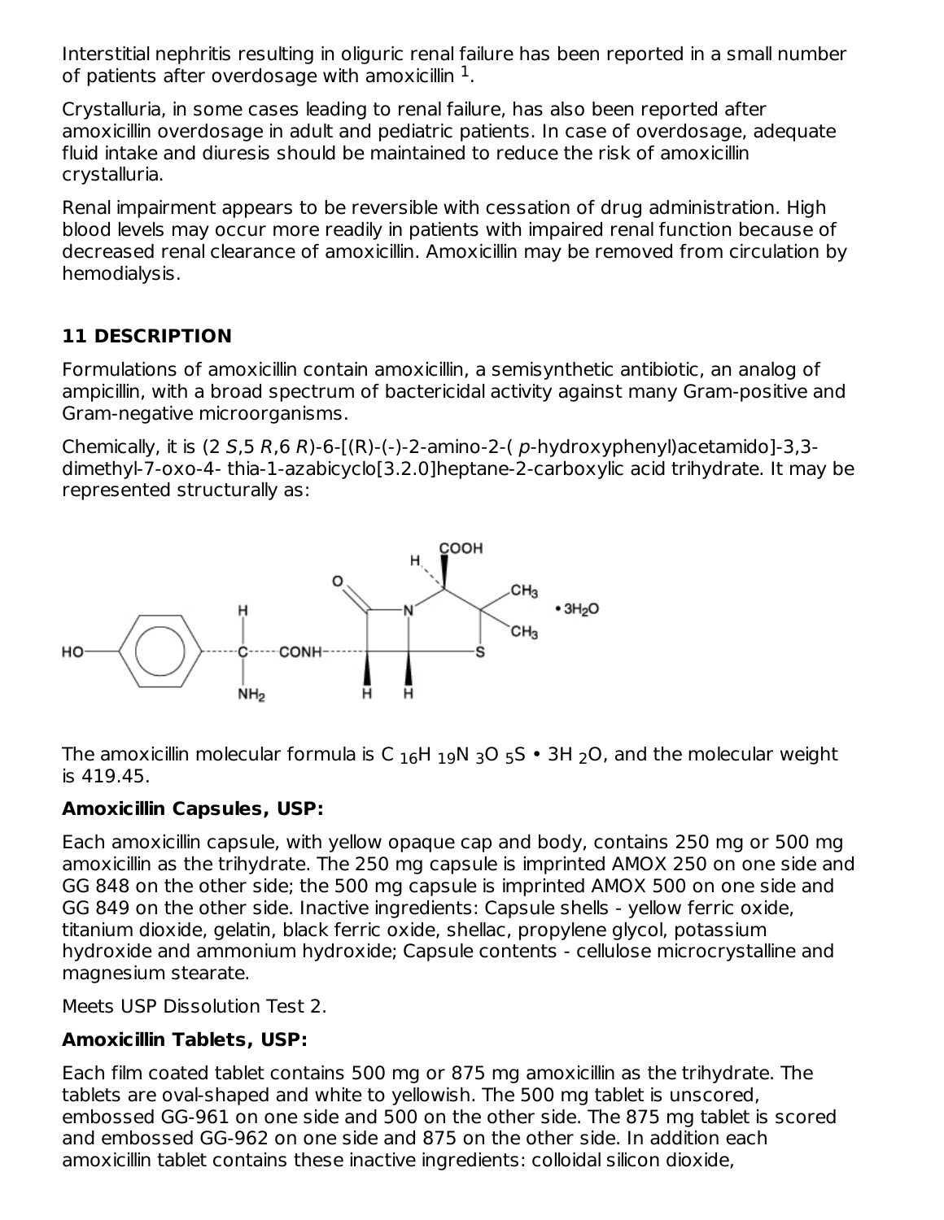Interstitial nephritis resulting in oliguric renal failure has been reported in a small number of patients after overdosage with amoxicillin [1].

Crystalluria, in some cases leading to renal failure, has also been reported after amoxicillin overdosage in adult and pediatric patients. In case of overdosage, adequate fluid intake and diuresis should be maintained to reduce the risk of amoxicillin crystalluria.

Renal impairment appears to be reversible with cessation of drug administration. High blood levels may occur more readily in patients with impaired renal function because of decreased renal clearance of amoxicillin. Amoxicillin may be removed from circulation by hemodialysis.

## 11 DESCRIPTION

Formulations of amoxicillin contain amoxicillin, a semisynthetic antibiotic, an analog of ampicillin, with a broad spectrum of bactericidal activity against many Gram-positive and Gram-negative microorganisms.

Chemically, it is (2 *S*,5 *R*,6 *R*)-6-[(R)-(-)-2-amino-2-( *p*-hydroxyphenyl)acetamido]-3,3-dimethyl-7-oxo-4- thia-1-azabicyclo[3.2.0]heptane-2-carboxylic acid trihydrate. It may be represented structurally as:

The amoxicillin molecular formula is $C_{16}H_{19}N_3O_5S \cdot 3H_2O$, and the molecular weight is 419.45.

**Amoxicillin Capsules, USP:**

Each amoxicillin capsule, with yellow opaque cap and body, contains 250 mg or 500 mg amoxicillin as the trihydrate. The 250 mg capsule is imprinted AMOX 250 on one side and GG 848 on the other side; the 500 mg capsule is imprinted AMOX 500 on one side and GG 849 on the other side. Inactive ingredients: Capsule shells - yellow ferric oxide, titanium dioxide, gelatin, black ferric oxide, shellac, propylene glycol, potassium hydroxide and ammonium hydroxide; Capsule contents - cellulose microcrystalline and magnesium stearate.

Meets USP Dissolution Test 2.

**Amoxicillin Tablets, USP:**

Each film coated tablet contains 500 mg or 875 mg amoxicillin as the trihydrate. The tablets are oval-shaped and white to yellowish. The 500 mg tablet is unscored, embossed GG-961 on one side and 500 on the other side. The 875 mg tablet is scored and embossed GG-962 on one side and 875 on the other side. In addition each amoxicillin tablet contains these inactive ingredients: colloidal silicon dioxide,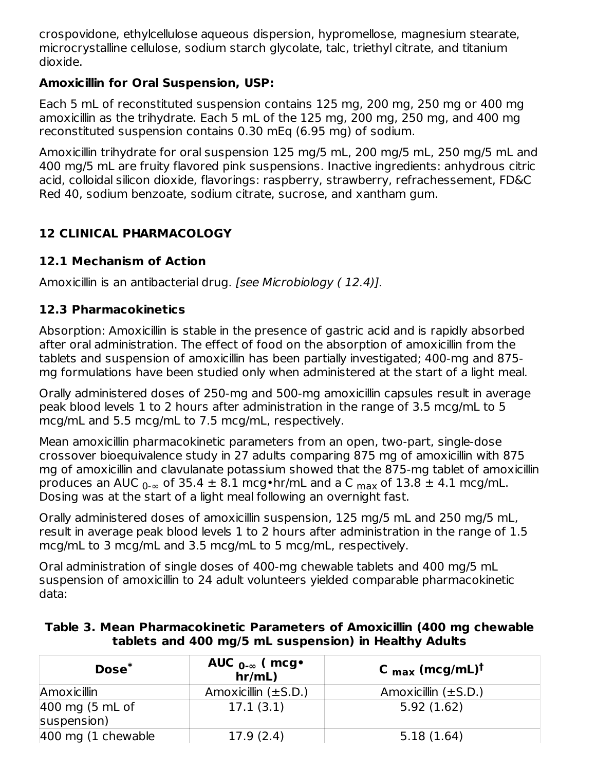crospovidone, ethylcellulose aqueous dispersion, hypromellose, magnesium stearate, microcrystalline cellulose, sodium starch glycolate, talc, triethyl citrate, and titanium dioxide.

**Amoxicillin for Oral Suspension, USP:**

Each 5 mL of reconstituted suspension contains 125 mg, 200 mg, 250 mg or 400 mg amoxicillin as the trihydrate. Each 5 mL of the 125 mg, 200 mg, 250 mg, and 400 mg reconstituted suspension contains 0.30 mEq (6.95 mg) of sodium.

Amoxicillin trihydrate for oral suspension 125 mg/5 mL, 200 mg/5 mL, 250 mg/5 mL and 400 mg/5 mL are fruity flavored pink suspensions. Inactive ingredients: anhydrous citric acid, colloidal silicon dioxide, flavorings: raspberry, strawberry, refrachessement, FD&C Red 40, sodium benzoate, sodium citrate, sucrose, and xantham gum.

## 12 CLINICAL PHARMACOLOGY

### 12.1 Mechanism of Action

Amoxicillin is an antibacterial drug. *[see Microbiology ( 12.4)].*

### 12.3 Pharmacokinetics

Absorption: Amoxicillin is stable in the presence of gastric acid and is rapidly absorbed after oral administration. The effect of food on the absorption of amoxicillin from the tablets and suspension of amoxicillin has been partially investigated; 400-mg and 875-mg formulations have been studied only when administered at the start of a light meal.

Orally administered doses of 250-mg and 500-mg amoxicillin capsules result in average peak blood levels 1 to 2 hours after administration in the range of 3.5 mcg/mL to 5 mcg/mL and 5.5 mcg/mL to 7.5 mcg/mL, respectively.

Mean amoxicillin pharmacokinetic parameters from an open, two-part, single-dose crossover bioequivalence study in 27 adults comparing 875 mg of amoxicillin with 875 mg of amoxicillin and clavulanate potassium showed that the 875-mg tablet of amoxicillin produces an $AUC_{0-\infty}$ of 35.4 ± 8.1 mcg•hr/mL and a $C_{max}$ of 13.8 ± 4.1 mcg/mL. Dosing was at the start of a light meal following an overnight fast.

Orally administered doses of amoxicillin suspension, 125 mg/5 mL and 250 mg/5 mL, result in average peak blood levels 1 to 2 hours after administration in the range of 1.5 mcg/mL to 3 mcg/mL and 3.5 mcg/mL to 5 mcg/mL, respectively.

Oral administration of single doses of 400-mg chewable tablets and 400 mg/5 mL suspension of amoxicillin to 24 adult volunteers yielded comparable pharmacokinetic data:

**Table 3. Mean Pharmacokinetic Parameters of Amoxicillin (400 mg chewable tablets and 400 mg/5 mL suspension) in Healthy Adults**

| Dose* | $AUC_{0-\infty}$ ( mcg• hr/mL) | $C_{max}$ (mcg/mL)† |
|---|---|---|
| Amoxicillin | Amoxicillin (±S.D.) | Amoxicillin (±S.D.) |
| 400 mg (5 mL of suspension) | 17.1 (3.1) | 5.92 (1.62) |
| 400 mg (1 chewable | 17.9 (2.4) | 5.18 (1.64) |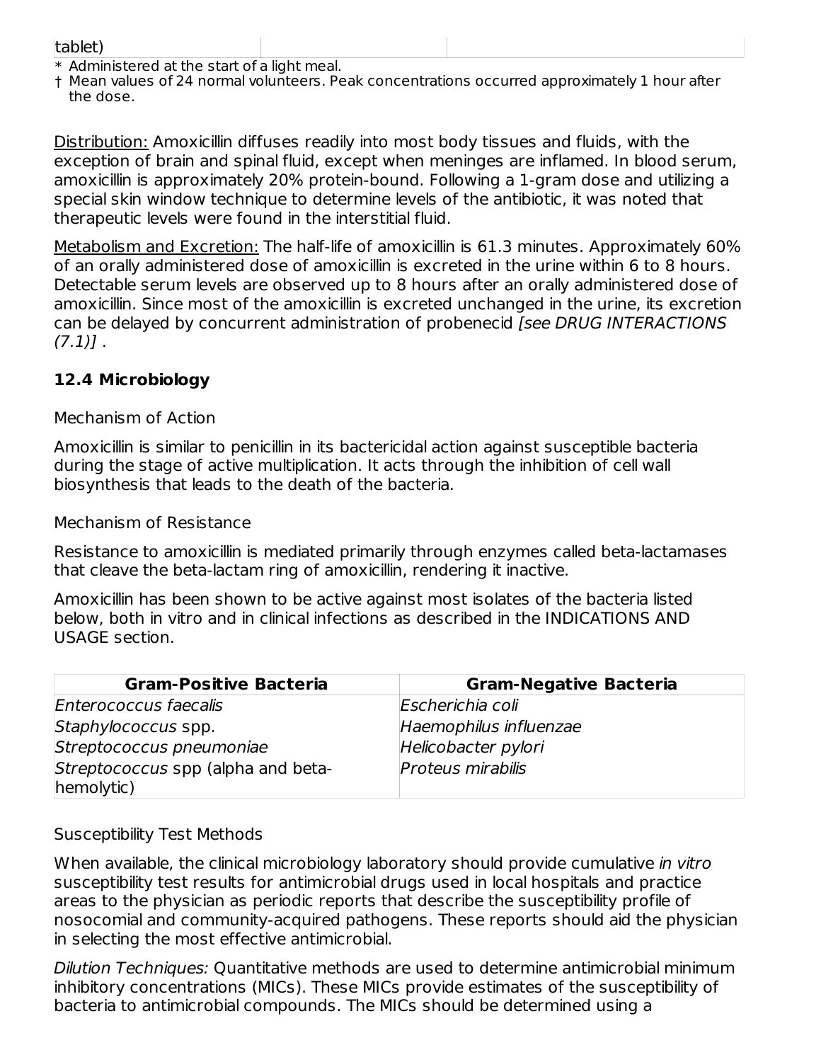| | | |
|---|---|---|
| tablet) | | |

\* Administered at the start of a light meal.

† Mean values of 24 normal volunteers. Peak concentrations occurred approximately 1 hour after the dose.

Distribution: Amoxicillin diffuses readily into most body tissues and fluids, with the exception of brain and spinal fluid, except when meninges are inflamed. In blood serum, amoxicillin is approximately 20% protein-bound. Following a 1-gram dose and utilizing a special skin window technique to determine levels of the antibiotic, it was noted that therapeutic levels were found in the interstitial fluid.

Metabolism and Excretion: The half-life of amoxicillin is 61.3 minutes. Approximately 60% of an orally administered dose of amoxicillin is excreted in the urine within 6 to 8 hours. Detectable serum levels are observed up to 8 hours after an orally administered dose of amoxicillin. Since most of the amoxicillin is excreted unchanged in the urine, its excretion can be delayed by concurrent administration of probenecid *[see DRUG INTERACTIONS (7.1)]* .

### 12.4 Microbiology

Mechanism of Action

Amoxicillin is similar to penicillin in its bactericidal action against susceptible bacteria during the stage of active multiplication. It acts through the inhibition of cell wall biosynthesis that leads to the death of the bacteria.

Mechanism of Resistance

Resistance to amoxicillin is mediated primarily through enzymes called beta-lactamases that cleave the beta-lactam ring of amoxicillin, rendering it inactive.

Amoxicillin has been shown to be active against most isolates of the bacteria listed below, both in vitro and in clinical infections as described in the INDICATIONS AND USAGE section.

| Gram-Positive Bacteria | Gram-Negative Bacteria |
|---|---|
| *Enterococcus faecalis* | *Escherichia coli* |
| *Staphylococcus* spp. | *Haemophilus influenzae* |
| *Streptococcus pneumoniae* | *Helicobacter pylori* |
| *Streptococcus* spp (alpha and beta-hemolytic) | *Proteus mirabilis* |

Susceptibility Test Methods

When available, the clinical microbiology laboratory should provide cumulative *in vitro* susceptibility test results for antimicrobial drugs used in local hospitals and practice areas to the physician as periodic reports that describe the susceptibility profile of nosocomial and community-acquired pathogens. These reports should aid the physician in selecting the most effective antimicrobial.

*Dilution Techniques:* Quantitative methods are used to determine antimicrobial minimum inhibitory concentrations (MICs). These MICs provide estimates of the susceptibility of bacteria to antimicrobial compounds. The MICs should be determined using a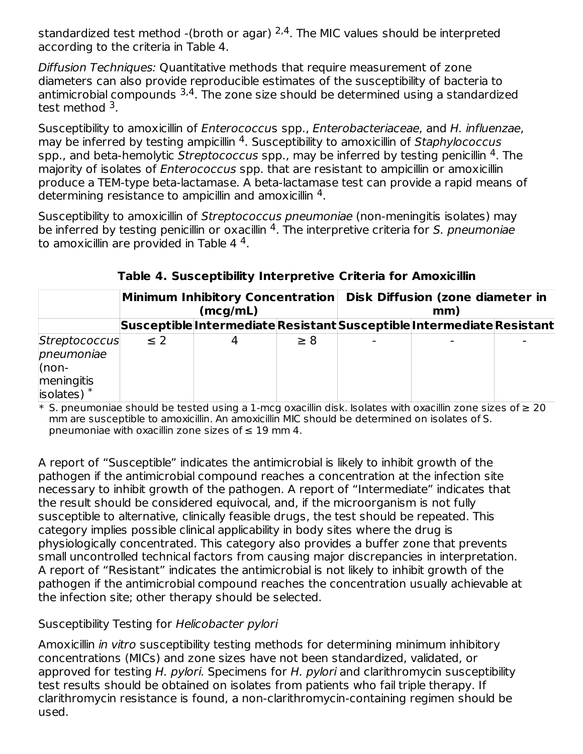standardized test method -(broth or agar) [2,4]. The MIC values should be interpreted according to the criteria in Table 4.

*Diffusion Techniques:* Quantitative methods that require measurement of zone diameters can also provide reproducible estimates of the susceptibility of bacteria to antimicrobial compounds [3,4]. The zone size should be determined using a standardized test method [3].

Susceptibility to amoxicillin of *Enterococcus* spp., *Enterobacteriaceae*, and *H. influenzae*, may be inferred by testing ampicillin [4]. Susceptibility to amoxicillin of *Staphylococcus* spp., and beta-hemolytic *Streptococcus* spp., may be inferred by testing penicillin [4]. The majority of isolates of *Enterococcus* spp. that are resistant to ampicillin or amoxicillin produce a TEM-type beta-lactamase. A beta-lactamase test can provide a rapid means of determining resistance to ampicillin and amoxicillin [4].

Susceptibility to amoxicillin of *Streptococcus pneumoniae* (non-meningitis isolates) may be inferred by testing penicillin or oxacillin [4]. The interpretive criteria for *S. pneumoniae* to amoxicillin are provided in Table 4 [4].

**Table 4. Susceptibility Interpretive Criteria for Amoxicillin**

| | **Minimum Inhibitory Concentration (mcg/mL)** | | | **Disk Diffusion (zone diameter in mm)** | | |
|---|---|---|---|---|---|---|
| | **Susceptible** | **Intermediate** | **Resistant** | **Susceptible** | **Intermediate** | **Resistant** |
| *Streptococcus pneumoniae* (non-meningitis isolates) * | ≤ 2 | 4 | ≥ 8 | - | - | - |

\* S. pneumoniae should be tested using a 1-mcg oxacillin disk. Isolates with oxacillin zone sizes of ≥ 20 mm are susceptible to amoxicillin. An amoxicillin MIC should be determined on isolates of S. pneumoniae with oxacillin zone sizes of ≤ 19 mm 4.

A report of "Susceptible" indicates the antimicrobial is likely to inhibit growth of the pathogen if the antimicrobial compound reaches a concentration at the infection site necessary to inhibit growth of the pathogen. A report of "Intermediate" indicates that the result should be considered equivocal, and, if the microorganism is not fully susceptible to alternative, clinically feasible drugs, the test should be repeated. This category implies possible clinical applicability in body sites where the drug is physiologically concentrated. This category also provides a buffer zone that prevents small uncontrolled technical factors from causing major discrepancies in interpretation. A report of "Resistant" indicates the antimicrobial is not likely to inhibit growth of the pathogen if the antimicrobial compound reaches the concentration usually achievable at the infection site; other therapy should be selected.

Susceptibility Testing for *Helicobacter pylori*

Amoxicillin *in vitro* susceptibility testing methods for determining minimum inhibitory concentrations (MICs) and zone sizes have not been standardized, validated, or approved for testing *H. pylori*. Specimens for *H. pylori* and clarithromycin susceptibility test results should be obtained on isolates from patients who fail triple therapy. If clarithromycin resistance is found, a non-clarithromycin-containing regimen should be used.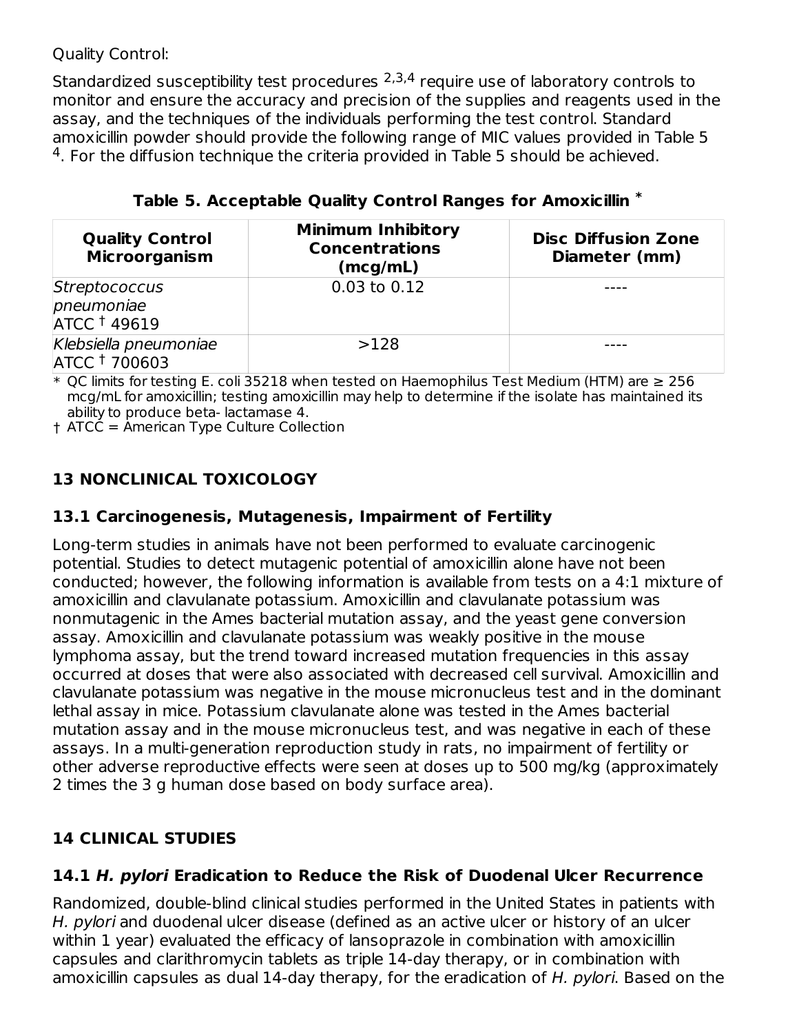Quality Control:

Standardized susceptibility test procedures [2,3,4] require use of laboratory controls to monitor and ensure the accuracy and precision of the supplies and reagents used in the assay, and the techniques of the individuals performing the test control. Standard amoxicillin powder should provide the following range of MIC values provided in Table 5 [4]. For the diffusion technique the criteria provided in Table 5 should be achieved.

**Table 5. Acceptable Quality Control Ranges for Amoxicillin [*]**

| Quality Control Microorganism | Minimum Inhibitory Concentrations (mcg/mL) | Disc Diffusion Zone Diameter (mm) |
|---|---|---|
| *Streptococcus pneumoniae* ATCC [†] 49619 | 0.03 to 0.12 | ---- |
| *Klebsiella pneumoniae* ATCC [†] 700603 | >128 | ---- |

\* QC limits for testing E. coli 35218 when tested on Haemophilus Test Medium (HTM) are ≥ 256 mcg/mL for amoxicillin; testing amoxicillin may help to determine if the isolate has maintained its ability to produce beta- lactamase 4.

† ATCC = American Type Culture Collection

## 13 NONCLINICAL TOXICOLOGY

### 13.1 Carcinogenesis, Mutagenesis, Impairment of Fertility

Long-term studies in animals have not been performed to evaluate carcinogenic potential. Studies to detect mutagenic potential of amoxicillin alone have not been conducted; however, the following information is available from tests on a 4:1 mixture of amoxicillin and clavulanate potassium. Amoxicillin and clavulanate potassium was nonmutagenic in the Ames bacterial mutation assay, and the yeast gene conversion assay. Amoxicillin and clavulanate potassium was weakly positive in the mouse lymphoma assay, but the trend toward increased mutation frequencies in this assay occurred at doses that were also associated with decreased cell survival. Amoxicillin and clavulanate potassium was negative in the mouse micronucleus test and in the dominant lethal assay in mice. Potassium clavulanate alone was tested in the Ames bacterial mutation assay and in the mouse micronucleus test, and was negative in each of these assays. In a multi-generation reproduction study in rats, no impairment of fertility or other adverse reproductive effects were seen at doses up to 500 mg/kg (approximately 2 times the 3 g human dose based on body surface area).

## 14 CLINICAL STUDIES

### 14.1 *H. pylori* Eradication to Reduce the Risk of Duodenal Ulcer Recurrence

Randomized, double-blind clinical studies performed in the United States in patients with *H. pylori* and duodenal ulcer disease (defined as an active ulcer or history of an ulcer within 1 year) evaluated the efficacy of lansoprazole in combination with amoxicillin capsules and clarithromycin tablets as triple 14-day therapy, or in combination with amoxicillin capsules as dual 14-day therapy, for the eradication of *H. pylori*. Based on the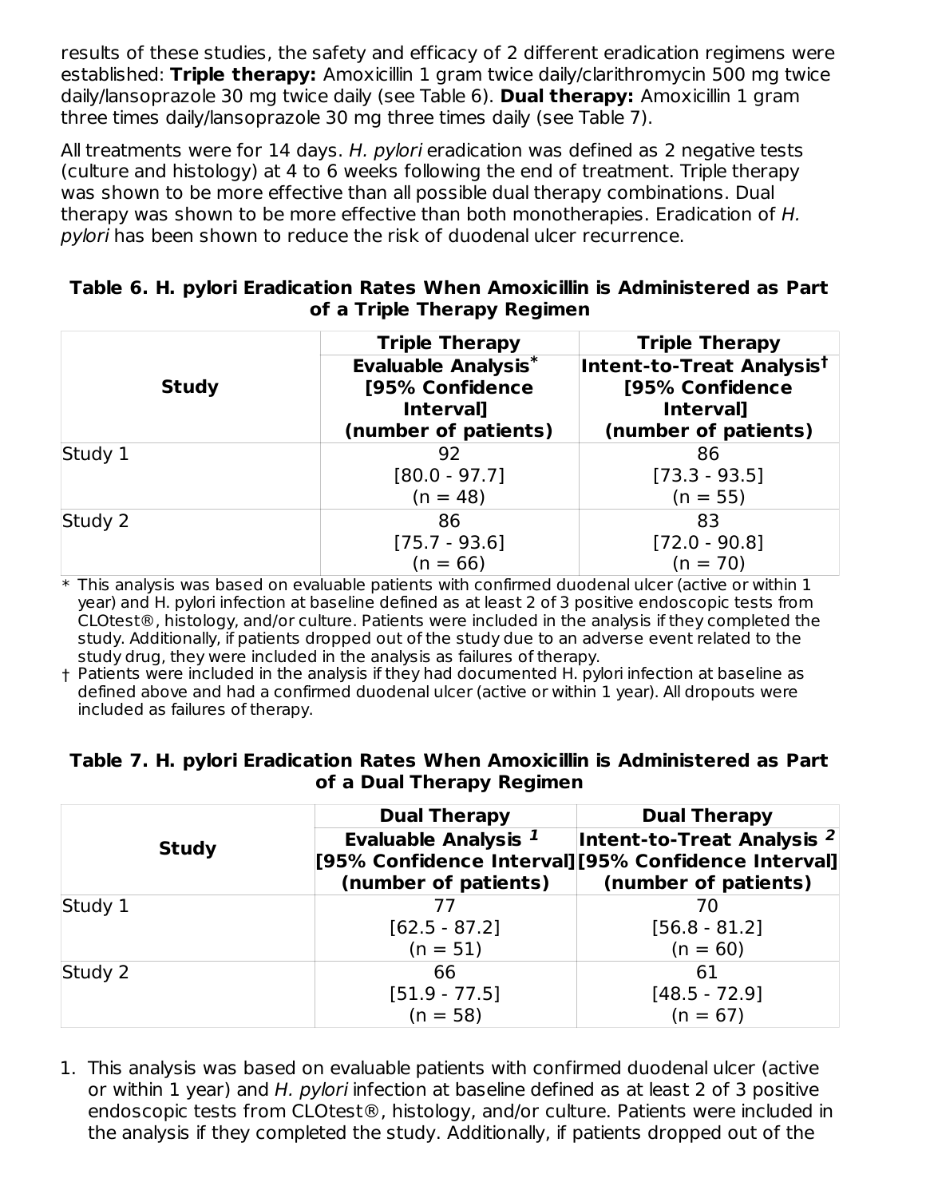results of these studies, the safety and efficacy of 2 different eradication regimens were established: **Triple therapy:** Amoxicillin 1 gram twice daily/clarithromycin 500 mg twice daily/lansoprazole 30 mg twice daily (see Table 6). **Dual therapy:** Amoxicillin 1 gram three times daily/lansoprazole 30 mg three times daily (see Table 7).

All treatments were for 14 days. *H. pylori* eradication was defined as 2 negative tests (culture and histology) at 4 to 6 weeks following the end of treatment. Triple therapy was shown to be more effective than all possible dual therapy combinations. Dual therapy was shown to be more effective than both monotherapies. Eradication of *H. pylori* has been shown to reduce the risk of duodenal ulcer recurrence.

**Table 6. H. pylori Eradication Rates When Amoxicillin is Administered as Part of a Triple Therapy Regimen**

| Study | Triple Therapy Evaluable Analysis* [95% Confidence Interval] (number of patients) | Triple Therapy Intent-to-Treat Analysis† [95% Confidence Interval] (number of patients) |
|---|---|---|
| Study 1 | 92 [80.0 - 97.7] (n = 48) | 86 [73.3 - 93.5] (n = 55) |
| Study 2 | 86 [75.7 - 93.6] (n = 66) | 83 [72.0 - 90.8] (n = 70) |

\* This analysis was based on evaluable patients with confirmed duodenal ulcer (active or within 1 year) and H. pylori infection at baseline defined as at least 2 of 3 positive endoscopic tests from CLOtest®, histology, and/or culture. Patients were included in the analysis if they completed the study. Additionally, if patients dropped out of the study due to an adverse event related to the study drug, they were included in the analysis as failures of therapy.

† Patients were included in the analysis if they had documented H. pylori infection at baseline as defined above and had a confirmed duodenal ulcer (active or within 1 year). All dropouts were included as failures of therapy.

**Table 7. H. pylori Eradication Rates When Amoxicillin is Administered as Part of a Dual Therapy Regimen**

| Study | Dual Therapy Evaluable Analysis [1] [95% Confidence Interval] (number of patients) | Dual Therapy Intent-to-Treat Analysis [2] [95% Confidence Interval] (number of patients) |
|---|---|---|
| Study 1 | 77 [62.5 - 87.2] (n = 51) | 70 [56.8 - 81.2] (n = 60) |
| Study 2 | 66 [51.9 - 77.5] (n = 58) | 61 [48.5 - 72.9] (n = 67) |

1. This analysis was based on evaluable patients with confirmed duodenal ulcer (active or within 1 year) and *H. pylori* infection at baseline defined as at least 2 of 3 positive endoscopic tests from CLOtest®, histology, and/or culture. Patients were included in the analysis if they completed the study. Additionally, if patients dropped out of the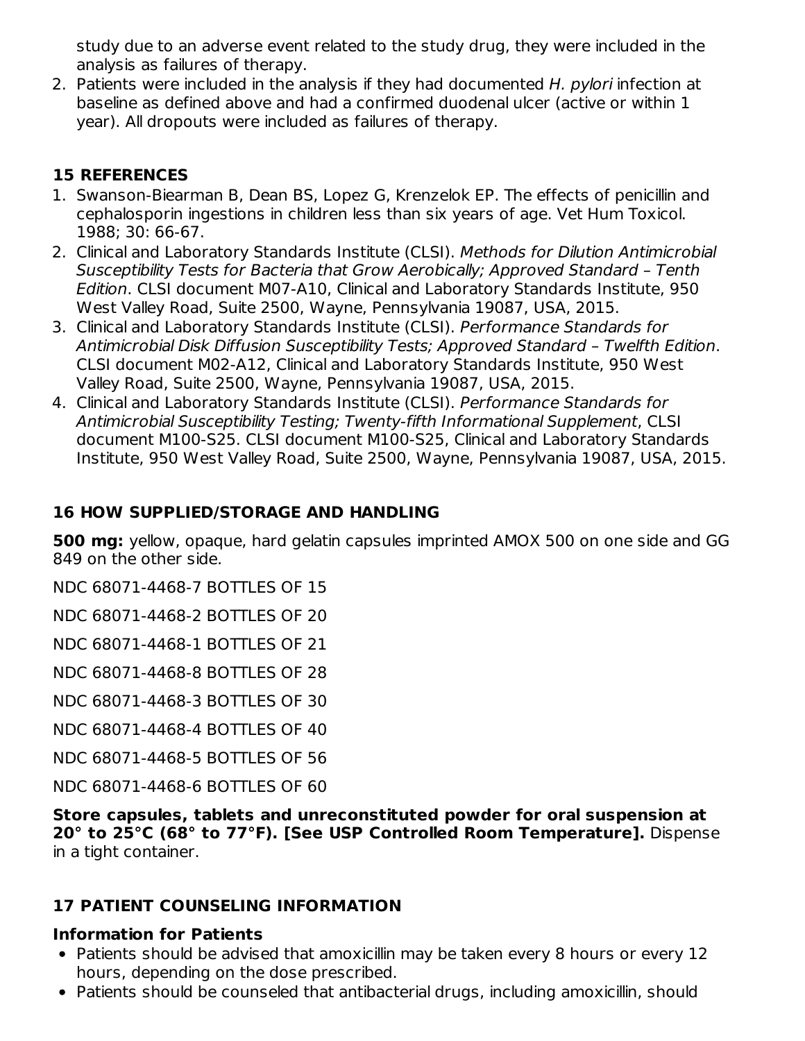study due to an adverse event related to the study drug, they were included in the analysis as failures of therapy.

2. Patients were included in the analysis if they had documented *H. pylori* infection at baseline as defined above and had a confirmed duodenal ulcer (active or within 1 year). All dropouts were included as failures of therapy.

## 15 REFERENCES

1. Swanson-Biearman B, Dean BS, Lopez G, Krenzelok EP. The effects of penicillin and cephalosporin ingestions in children less than six years of age. Vet Hum Toxicol. 1988; 30: 66-67.
2. Clinical and Laboratory Standards Institute (CLSI). *Methods for Dilution Antimicrobial Susceptibility Tests for Bacteria that Grow Aerobically; Approved Standard – Tenth Edition*. CLSI document M07-A10, Clinical and Laboratory Standards Institute, 950 West Valley Road, Suite 2500, Wayne, Pennsylvania 19087, USA, 2015.
3. Clinical and Laboratory Standards Institute (CLSI). *Performance Standards for Antimicrobial Disk Diffusion Susceptibility Tests; Approved Standard – Twelfth Edition*. CLSI document M02-A12, Clinical and Laboratory Standards Institute, 950 West Valley Road, Suite 2500, Wayne, Pennsylvania 19087, USA, 2015.
4. Clinical and Laboratory Standards Institute (CLSI). *Performance Standards for Antimicrobial Susceptibility Testing; Twenty-fifth Informational Supplement*, CLSI document M100-S25. CLSI document M100-S25, Clinical and Laboratory Standards Institute, 950 West Valley Road, Suite 2500, Wayne, Pennsylvania 19087, USA, 2015.

## 16 HOW SUPPLIED/STORAGE AND HANDLING

**500 mg:** yellow, opaque, hard gelatin capsules imprinted AMOX 500 on one side and GG 849 on the other side.

NDC 68071-4468-7 BOTTLES OF 15

NDC 68071-4468-2 BOTTLES OF 20

NDC 68071-4468-1 BOTTLES OF 21

NDC 68071-4468-8 BOTTLES OF 28

NDC 68071-4468-3 BOTTLES OF 30

NDC 68071-4468-4 BOTTLES OF 40

NDC 68071-4468-5 BOTTLES OF 56

NDC 68071-4468-6 BOTTLES OF 60

**Store capsules, tablets and unreconstituted powder for oral suspension at 20° to 25°C (68° to 77°F). [See USP Controlled Room Temperature].** Dispense in a tight container.

## 17 PATIENT COUNSELING INFORMATION

### Information for Patients

- Patients should be advised that amoxicillin may be taken every 8 hours or every 12 hours, depending on the dose prescribed.
- Patients should be counseled that antibacterial drugs, including amoxicillin, should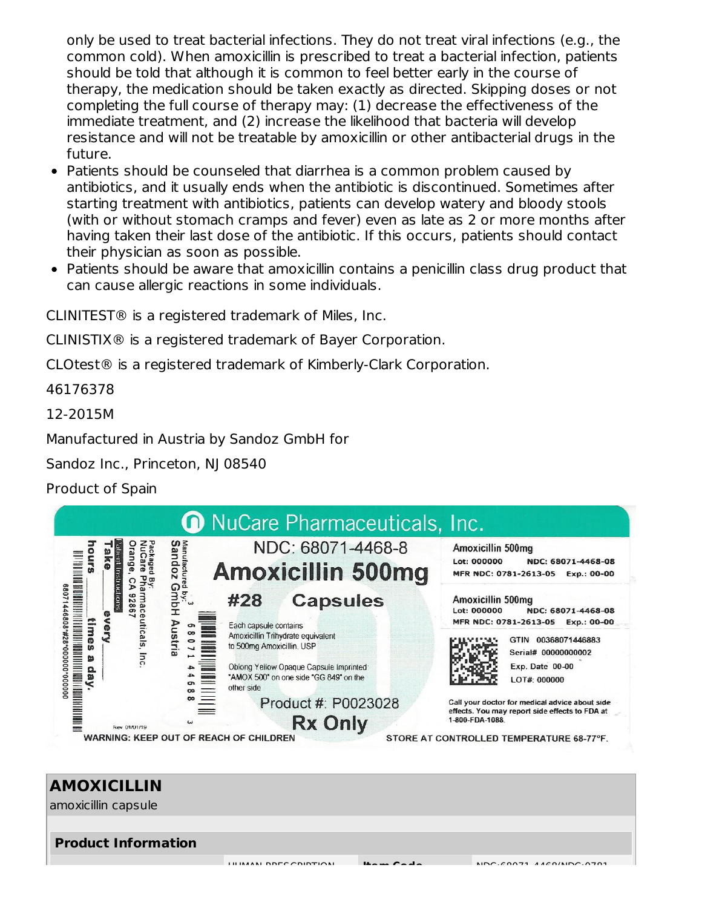only be used to treat bacterial infections. They do not treat viral infections (e.g., the common cold). When amoxicillin is prescribed to treat a bacterial infection, patients should be told that although it is common to feel better early in the course of therapy, the medication should be taken exactly as directed. Skipping doses or not completing the full course of therapy may: (1) decrease the effectiveness of the immediate treatment, and (2) increase the likelihood that bacteria will develop resistance and will not be treatable by amoxicillin or other antibacterial drugs in the future.

- Patients should be counseled that diarrhea is a common problem caused by antibiotics, and it usually ends when the antibiotic is discontinued. Sometimes after starting treatment with antibiotics, patients can develop watery and bloody stools (with or without stomach cramps and fever) even as late as 2 or more months after having taken their last dose of the antibiotic. If this occurs, patients should contact their physician as soon as possible.
- Patients should be aware that amoxicillin contains a penicillin class drug product that can cause allergic reactions in some individuals.

CLINITEST® is a registered trademark of Miles, Inc.

CLINISTIX® is a registered trademark of Bayer Corporation.

CLOtest® is a registered trademark of Kimberly-Clark Corporation.

46176378

12-2015M

Manufactured in Austria by Sandoz GmbH for

Sandoz Inc., Princeton, NJ 08540

Product of Spain

NuCare Pharmaceuticals, Inc.

NDC: 68071-4468-8

Amoxicillin 500mg

#28 Capsules

Each capsule contains Amoxicillin Trihydrate equivalent to 500mg Amoxicillin, USP

Oblong Yellow Opaque Capsule Imprinted "AMOX 500" on one side "GG 849" on the other side

Product #: P0023028

Rx Only

Manufactured by: Sandoz GmbH Austria

Packaged By: NuCare Pharmaceuticals, Inc. Orange, CA 92867

Patient Instructions: Take ____ every ____ hours ____ times a day.

Rev 01/01/19

Amoxicillin 500mg
Lot: 000000 NDC: 68071-4468-08
MFR NDC: 0781-2613-05 Exp.: 00-00

Amoxicillin 500mg
Lot: 000000 NDC: 68071-4468-08
MFR NDC: 0781-2613-05 Exp.: 00-00

GTIN 00368071446883
Serial# 00000000002
Exp. Date 00-00
LOT#: 000000

Call your doctor for medical advice about side effects. You may report side effects to FDA at 1-800-FDA-1088.

WARNING: KEEP OUT OF REACH OF CHILDREN

STORE AT CONTROLLED TEMPERATURE 68-77°F.

## AMOXICILLIN

amoxicillin capsule

### Product Information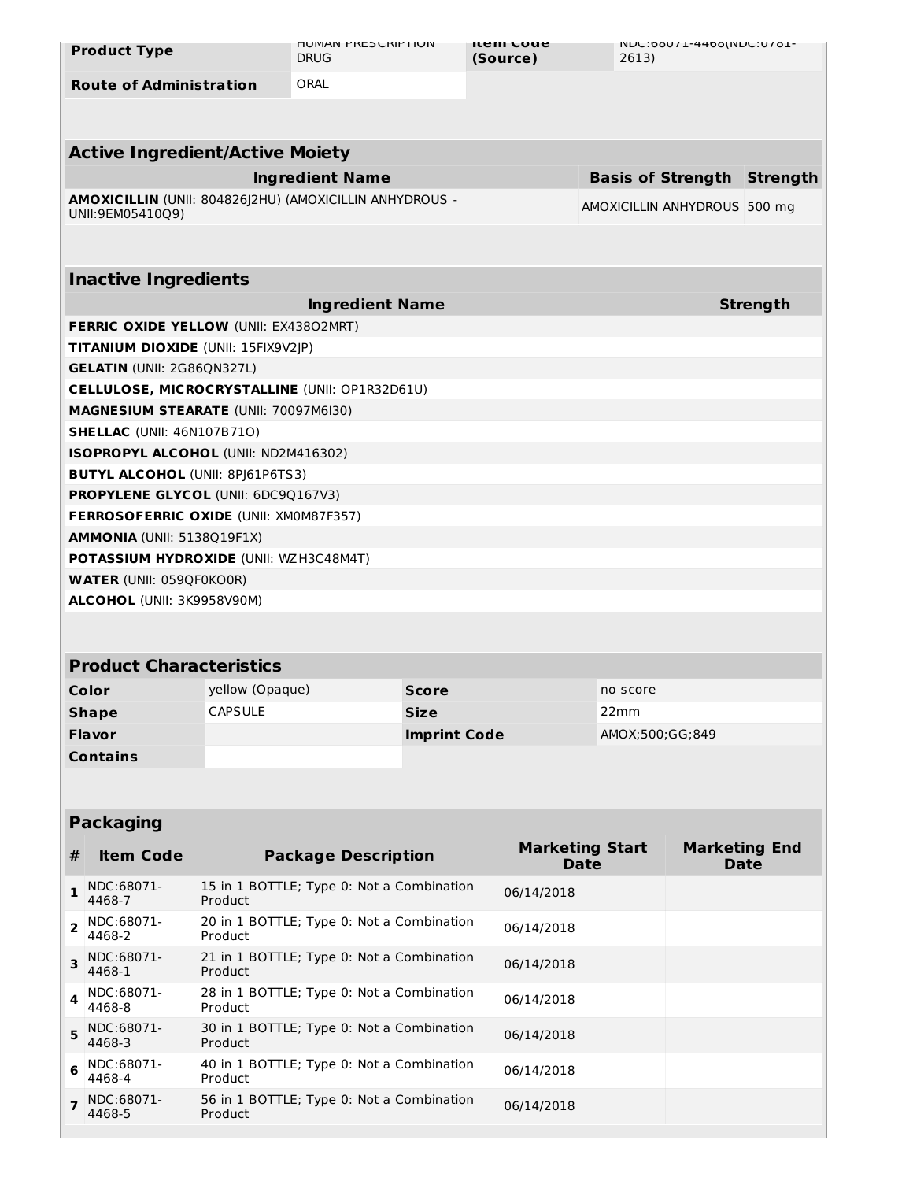| | | | |
|---|---|---|---|
| **Product Type** | HUMAN PRESCRIPTION DRUG | **Item Code (Source)** | NDC:68071-4468(NDC:0781-2613) |
| **Route of Administration** | ORAL | | |

| **Active Ingredient/Active Moiety** | | |
|---|---|---|
| **Ingredient Name** | **Basis of Strength** | **Strength** |
| **AMOXICILLIN** (UNII: 804826J2HU) (AMOXICILLIN ANHYDROUS - UNII:9EM05410Q9) | AMOXICILLIN ANHYDROUS | 500 mg |

| **Inactive Ingredients** | |
|---|---|
| **Ingredient Name** | **Strength** |
| **FERRIC OXIDE YELLOW** (UNII: EX438O2MRT) | |
| **TITANIUM DIOXIDE** (UNII: 15FIX9V2JP) | |
| **GELATIN** (UNII: 2G86QN327L) | |
| **CELLULOSE, MICROCRYSTALLINE** (UNII: OP1R32D61U) | |
| **MAGNESIUM STEARATE** (UNII: 70097M6I30) | |
| **SHELLAC** (UNII: 46N107B71O) | |
| **ISOPROPYL ALCOHOL** (UNII: ND2M416302) | |
| **BUTYL ALCOHOL** (UNII: 8PJ61P6TS3) | |
| **PROPYLENE GLYCOL** (UNII: 6DC9Q167V3) | |
| **FERROSOFERRIC OXIDE** (UNII: XM0M87F357) | |
| **AMMONIA** (UNII: 5138Q19F1X) | |
| **POTASSIUM HYDROXIDE** (UNII: WZH3C48M4T) | |
| **WATER** (UNII: 059QF0KO0R) | |
| **ALCOHOL** (UNII: 3K9958V90M) | |

| **Product Characteristics** | | | |
|---|---|---|---|
| **Color** | yellow (Opaque) | **Score** | no score |
| **Shape** | CAPSULE | **Size** | 22mm |
| **Flavor** | | **Imprint Code** | AMOX;500;GG;849 |
| **Contains** | | | |

| **Packaging** | | | | |
|---|---|---|---|---|
| **#** | **Item Code** | **Package Description** | **Marketing Start Date** | **Marketing End Date** |
| **1** | NDC:68071-4468-7 | 15 in 1 BOTTLE; Type 0: Not a Combination Product | 06/14/2018 | |
| **2** | NDC:68071-4468-2 | 20 in 1 BOTTLE; Type 0: Not a Combination Product | 06/14/2018 | |
| **3** | NDC:68071-4468-1 | 21 in 1 BOTTLE; Type 0: Not a Combination Product | 06/14/2018 | |
| **4** | NDC:68071-4468-8 | 28 in 1 BOTTLE; Type 0: Not a Combination Product | 06/14/2018 | |
| **5** | NDC:68071-4468-3 | 30 in 1 BOTTLE; Type 0: Not a Combination Product | 06/14/2018 | |
| **6** | NDC:68071-4468-4 | 40 in 1 BOTTLE; Type 0: Not a Combination Product | 06/14/2018 | |
| **7** | NDC:68071-4468-5 | 56 in 1 BOTTLE; Type 0: Not a Combination Product | 06/14/2018 | |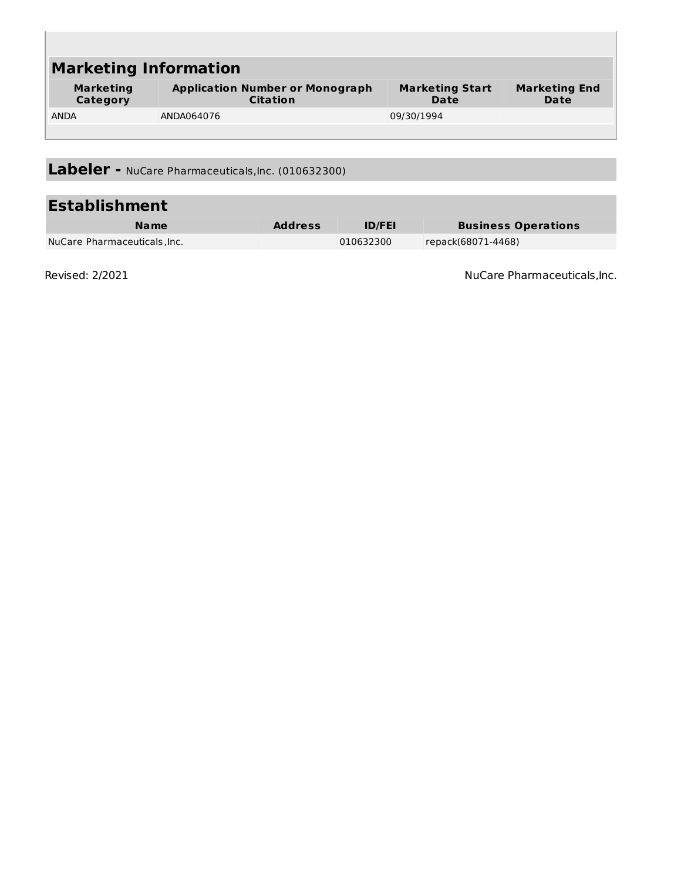## Marketing Information

| Marketing Category | Application Number or Monograph Citation | Marketing Start Date | Marketing End Date |
| --- | --- | --- | --- |
| ANDA | ANDA064076 | 09/30/1994 | |

## Labeler - NuCare Pharmaceuticals,Inc. (010632300)

## Establishment

| Name | Address | ID/FEI | Business Operations |
| --- | --- | --- | --- |
| NuCare Pharmaceuticals,Inc. | | 010632300 | repack(68071-4468) |

Revised: 2/2021

NuCare Pharmaceuticals,Inc.